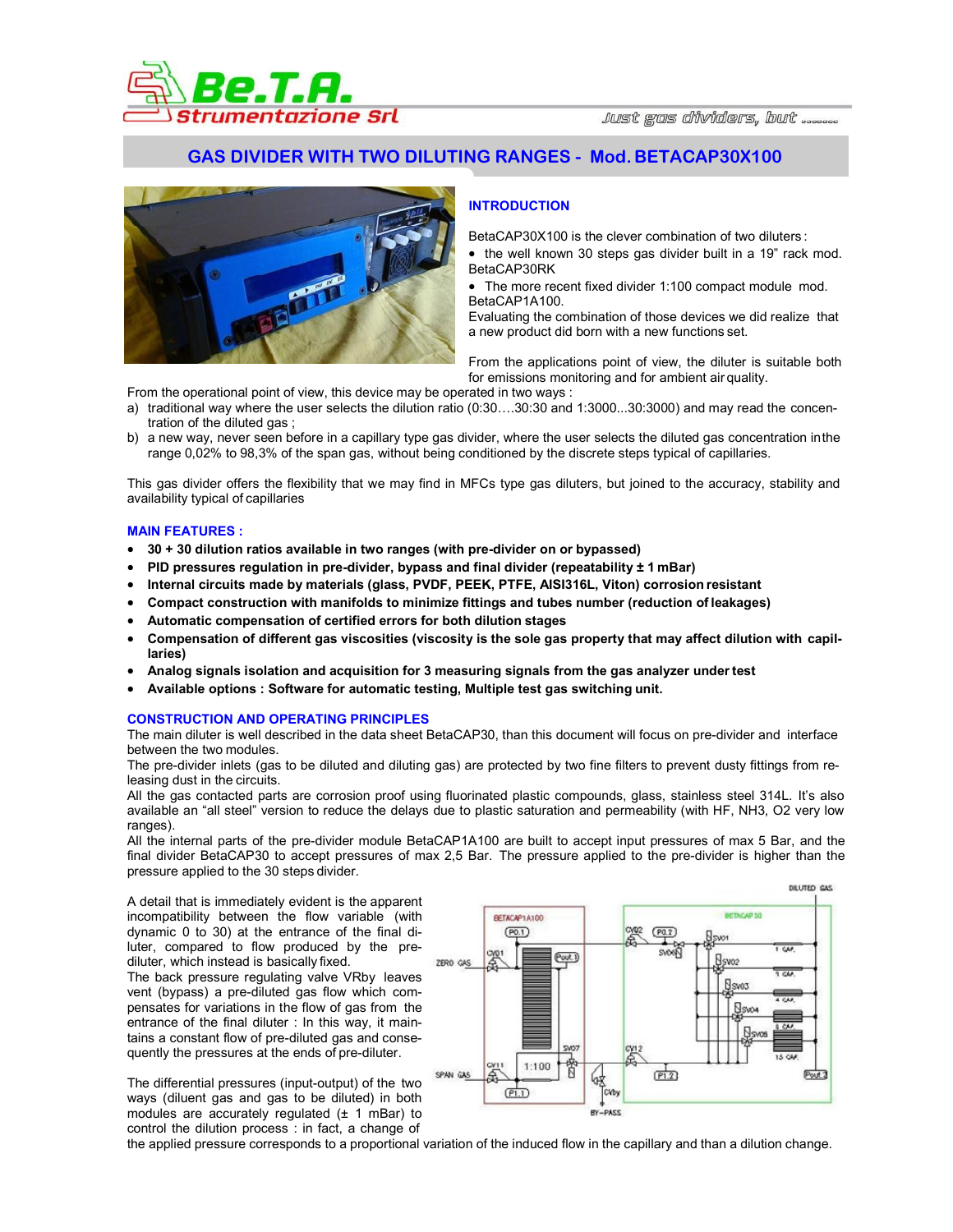# GAS DIVIDER WITH TWO DILUTING RANGES - Mod. BETACAP30X100

## INTRODUCTION

BetaCAP30X100 is the clever combination of two diluters :

- the well known 30 steps gas divider built in a 19" rack mod. BetaCAP30RK
- The more recent fixed divider 1:100 compact module mod. BetaCAP1A100.

Evaluating the combination of those devices we did realize that a new product did born with a new functions set.

From the applications point of view, the diluter is suitable both for emissions monitoring and for ambient air quality.

From the operational point of view, this device may be operated in two ways :

a) traditional way where the user selects the dilution ratio (0:30….30:30 and 1:3000...30:3000) and may read the concentration of the diluted gas ;
b) a new way, never seen before in a capillary type gas divider, where the user selects the diluted gas concentration in the range 0,02% to 98,3% of the span gas, without being conditioned by the discrete steps typical of capillaries.

This gas divider offers the flexibility that we may find in MFCs type gas diluters, but joined to the accuracy, stability and availability typical of capillaries

## MAIN FEATURES :

- **30 + 30 dilution ratios available in two ranges (with pre-divider on or bypassed)**
- **PID pressures regulation in pre-divider, bypass and final divider (repeatability ± 1 mBar)**
- **Internal circuits made by materials (glass, PVDF, PEEK, PTFE, AISI316L, Viton) corrosion resistant**
- **Compact construction with manifolds to minimize fittings and tubes number (reduction of leakages)**
- **Automatic compensation of certified errors for both dilution stages**
- **Compensation of different gas viscosities (viscosity is the sole gas property that may affect dilution with capillaries)**
- **Analog signals isolation and acquisition for 3 measuring signals from the gas analyzer under test**
- **Available options : Software for automatic testing, Multiple test gas switching unit.**

## CONSTRUCTION AND OPERATING PRINCIPLES

The main diluter is well described in the data sheet BetaCAP30, than this document will focus on pre-divider and interface between the two modules.

The pre-divider inlets (gas to be diluted and diluting gas) are protected by two fine filters to prevent dusty fittings from releasing dust in the circuits.

All the gas contacted parts are corrosion proof using fluorinated plastic compounds, glass, stainless steel 314L. It's also available an "all steel" version to reduce the delays due to plastic saturation and permeability (with HF, NH3, O2 very low ranges).

All the internal parts of the pre-divider module BetaCAP1A100 are built to accept input pressures of max 5 Bar, and the final divider BetaCAP30 to accept pressures of max 2,5 Bar. The pressure applied to the pre-divider is higher than the pressure applied to the 30 steps divider.

A detail that is immediately evident is the apparent incompatibility between the flow variable (with dynamic 0 to 30) at the entrance of the final diluter, compared to flow produced by the pre-diluter, which instead is basically fixed.

The back pressure regulating valve VRby leaves vent (bypass) a pre-diluted gas flow which compensates for variations in the flow of gas from the entrance of the final diluter : In this way, it maintains a constant flow of pre-diluted gas and consequently the pressures at the ends of pre-diluter.

The differential pressures (input-output) of the two ways (diluent gas and gas to be diluted) in both modules are accurately regulated (± 1 mBar) to control the dilution process : in fact, a change of the applied pressure corresponds to a proportional variation of the induced flow in the capillary and than a dilution change.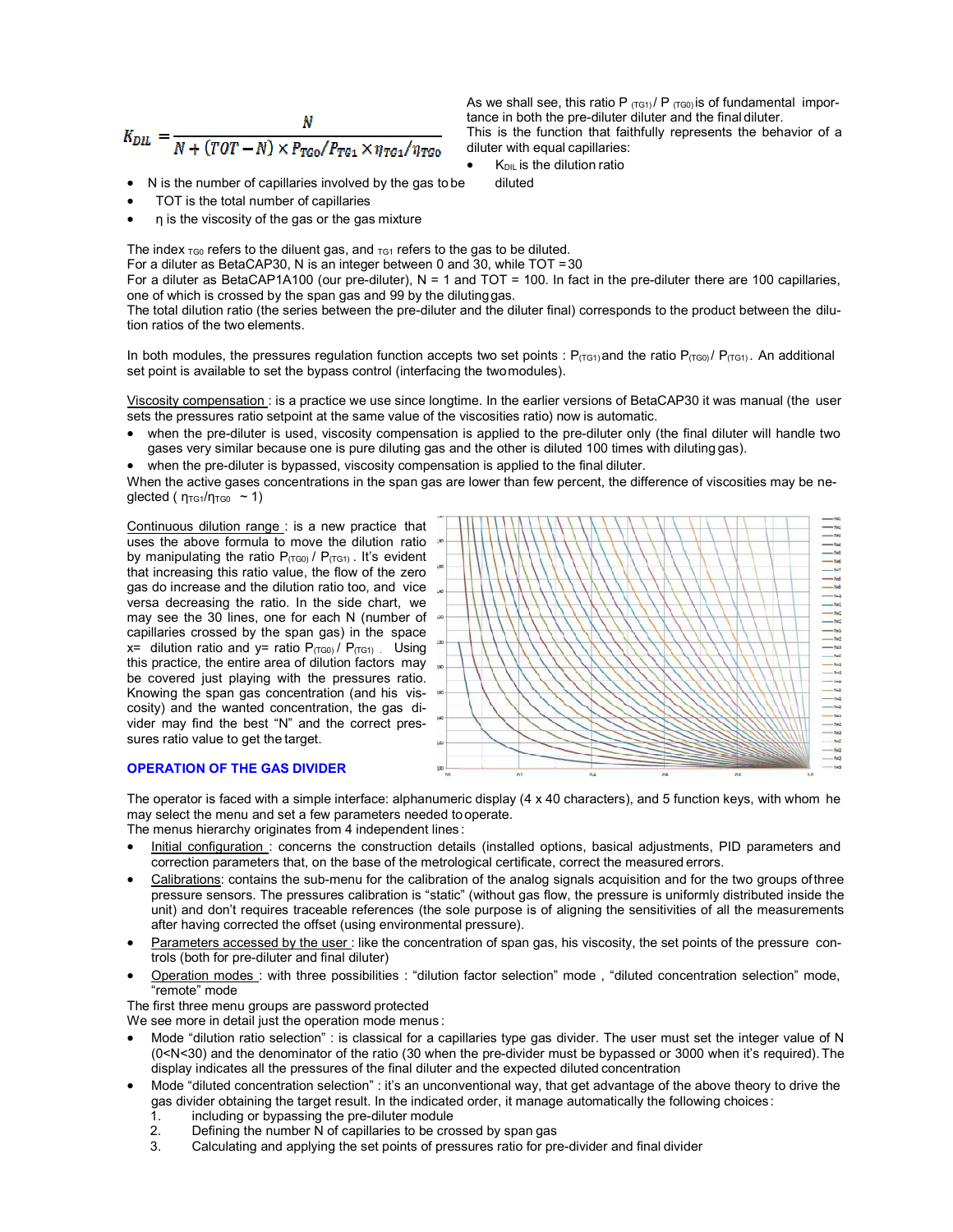$$K_{DIL} = \frac{N}{N + (TOT - N) \times P_{TG0}/P_{TG1} \times \eta_{TG1}/\eta_{TG0}}$$

As we shall see, this ratio $P_{(TG1)}/P_{(TG0)}$ is of fundamental importance in both the pre-diluter diluter and the final diluter.
This is the function that faithfully represents the behavior of a diluter with equal capillaries:

- $K_{DIL}$ is the dilution ratio
- N is the number of capillaries involved by the gas to be diluted
- TOT is the total number of capillaries
- η is the viscosity of the gas or the gas mixture

The index $_{TG0}$ refers to the diluent gas, and $_{TG1}$ refers to the gas to be diluted.
For a diluter as BetaCAP30, N is an integer between 0 and 30, while TOT = 30
For a diluter as BetaCAP1A100 (our pre-diluter), N = 1 and TOT = 100. In fact in the pre-diluter there are 100 capillaries, one of which is crossed by the span gas and 99 by the diluting gas.
The total dilution ratio (the series between the pre-diluter and the diluter final) corresponds to the product between the dilution ratios of the two elements.

In both modules, the pressures regulation function accepts two set points : $P_{(TG1)}$ and the ratio $P_{(TG0)}/P_{(TG1)}$. An additional set point is available to set the bypass control (interfacing the two modules).

Viscosity compensation : is a practice we use since longtime. In the earlier versions of BetaCAP30 it was manual (the user sets the pressures ratio setpoint at the same value of the viscosities ratio) now is automatic.

- when the pre-diluter is used, viscosity compensation is applied to the pre-diluter only (the final diluter will handle two gases very similar because one is pure diluting gas and the other is diluted 100 times with diluting gas).
- when the pre-diluter is bypassed, viscosity compensation is applied to the final diluter.

When the active gases concentrations in the span gas are lower than few percent, the difference of viscosities may be neglected ( $\eta_{TG1}/\eta_{TG0} \sim 1$)

Continuous dilution range : is a new practice that uses the above formula to move the dilution ratio by manipulating the ratio $P_{(TG0)}/P_{(TG1)}$. It's evident that increasing this ratio value, the flow of the zero gas do increase and the dilution ratio too, and vice versa decreasing the ratio. In the side chart, we may see the 30 lines, one for each N (number of capillaries crossed by the span gas) in the space x= dilution ratio and y= ratio $P_{(TG0)}/P_{(TG1)}$. Using this practice, the entire area of dilution factors may be covered just playing with the pressures ratio. Knowing the span gas concentration (and his viscosity) and the wanted concentration, the gas divider may find the best "N" and the correct pressures ratio value to get the target.

## OPERATION OF THE GAS DIVIDER

The operator is faced with a simple interface: alphanumeric display (4 x 40 characters), and 5 function keys, with whom he may select the menu and set a few parameters needed to operate.
The menus hierarchy originates from 4 independent lines :

- Initial configuration : concerns the construction details (installed options, basical adjustments, PID parameters and correction parameters that, on the base of the metrological certificate, correct the measured errors.
- Calibrations: contains the sub-menu for the calibration of the analog signals acquisition and for the two groups of three pressure sensors. The pressures calibration is "static" (without gas flow, the pressure is uniformly distributed inside the unit) and don't requires traceable references (the sole purpose is of aligning the sensitivities of all the measurements after having corrected the offset (using environmental pressure).
- Parameters accessed by the user : like the concentration of span gas, his viscosity, the set points of the pressure controls (both for pre-diluter and final diluter)
- Operation modes : with three possibilities : "dilution factor selection" mode , "diluted concentration selection" mode, "remote" mode

The first three menu groups are password protected
We see more in detail just the operation mode menus :

- Mode "dilution ratio selection" : is classical for a capillaries type gas divider. The user must set the integer value of N (0<N<30) and the denominator of the ratio (30 when the pre-divider must be bypassed or 3000 when it's required). The display indicates all the pressures of the final diluter and the expected diluted concentration
- Mode "diluted concentration selection" : it's an unconventional way, that get advantage of the above theory to drive the gas divider obtaining the target result. In the indicated order, it manage automatically the following choices :
  1. including or bypassing the pre-diluter module
  2. Defining the number N of capillaries to be crossed by span gas
  3. Calculating and applying the set points of pressures ratio for pre-divider and final divider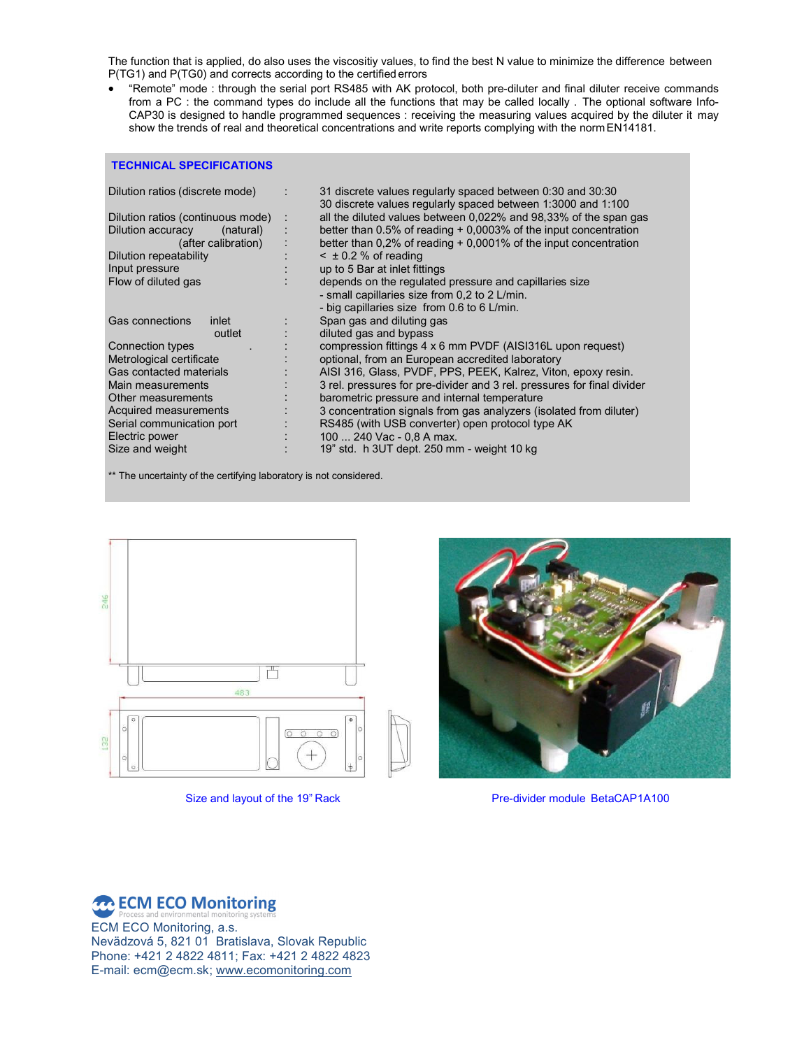The function that is applied, do also uses the viscositiy values, to find the best N value to minimize the difference between P(TG1) and P(TG0) and corrects according to the certified errors

- “Remote” mode : through the serial port RS485 with AK protocol, both pre-diluter and final diluter receive commands from a PC : the command types do include all the functions that may be called locally . The optional software Info-CAP30 is designed to handle programmed sequences : receiving the measuring values acquired by the diluter it may show the trends of real and theoretical concentrations and write reports complying with the norm EN14181.

## TECHNICAL SPECIFICATIONS

| | | |
|---|---|---|
| Dilution ratios (discrete mode) | : | 31 discrete values regularly spaced between 0:30 and 30:30<br>30 discrete values regularly spaced between 1:3000 and 1:100 |
| Dilution ratios (continuous mode) | : | all the diluted values between 0,022% and 98,33% of the span gas |
| Dilution accuracy (natural) | : | better than 0.5% of reading + 0,0003% of the input concentration |
| (after calibration) | : | better than 0,2% of reading + 0,0001% of the input concentration |
| Dilution repeatability | : | < ± 0.2 % of reading |
| Input pressure | : | up to 5 Bar at inlet fittings |
| Flow of diluted gas | : | depends on the regulated pressure and capillaries size<br>- small capillaries size from 0,2 to 2 L/min.<br>- big capillaries size from 0.6 to 6 L/min. |
| Gas connections inlet | : | Span gas and diluting gas |
| outlet | : | diluted gas and bypass |
| Connection types | : | compression fittings 4 x 6 mm PVDF (AISI316L upon request) |
| Metrological certificate | : | optional, from an European accredited laboratory |
| Gas contacted materials | : | AISI 316, Glass, PVDF, PPS, PEEK, Kalrez, Viton, epoxy resin. |
| Main measurements | : | 3 rel. pressures for pre-divider and 3 rel. pressures for final divider |
| Other measurements | : | barometric pressure and internal temperature |
| Acquired measurements | : | 3 concentration signals from gas analyzers (isolated from diluter) |
| Serial communication port | : | RS485 (with USB converter) open protocol type AK |
| Electric power | : | 100 ... 240 Vac - 0,8 A max. |
| Size and weight | : | 19” std. h 3UT dept. 250 mm - weight 10 kg |

** The uncertainty of the certifying laboratory is not considered.

246

483

132

Size and layout of the 19” Rack

Pre-divider module BetaCAP1A100

ECM ECO Monitoring
Process and environmental monitoring systems

ECM ECO Monitoring, a.s.
Nevädzová 5, 821 01 Bratislava, Slovak Republic
Phone: +421 2 4822 4811; Fax: +421 2 4822 4823
E-mail: ecm@ecm.sk; www.ecomonitoring.com